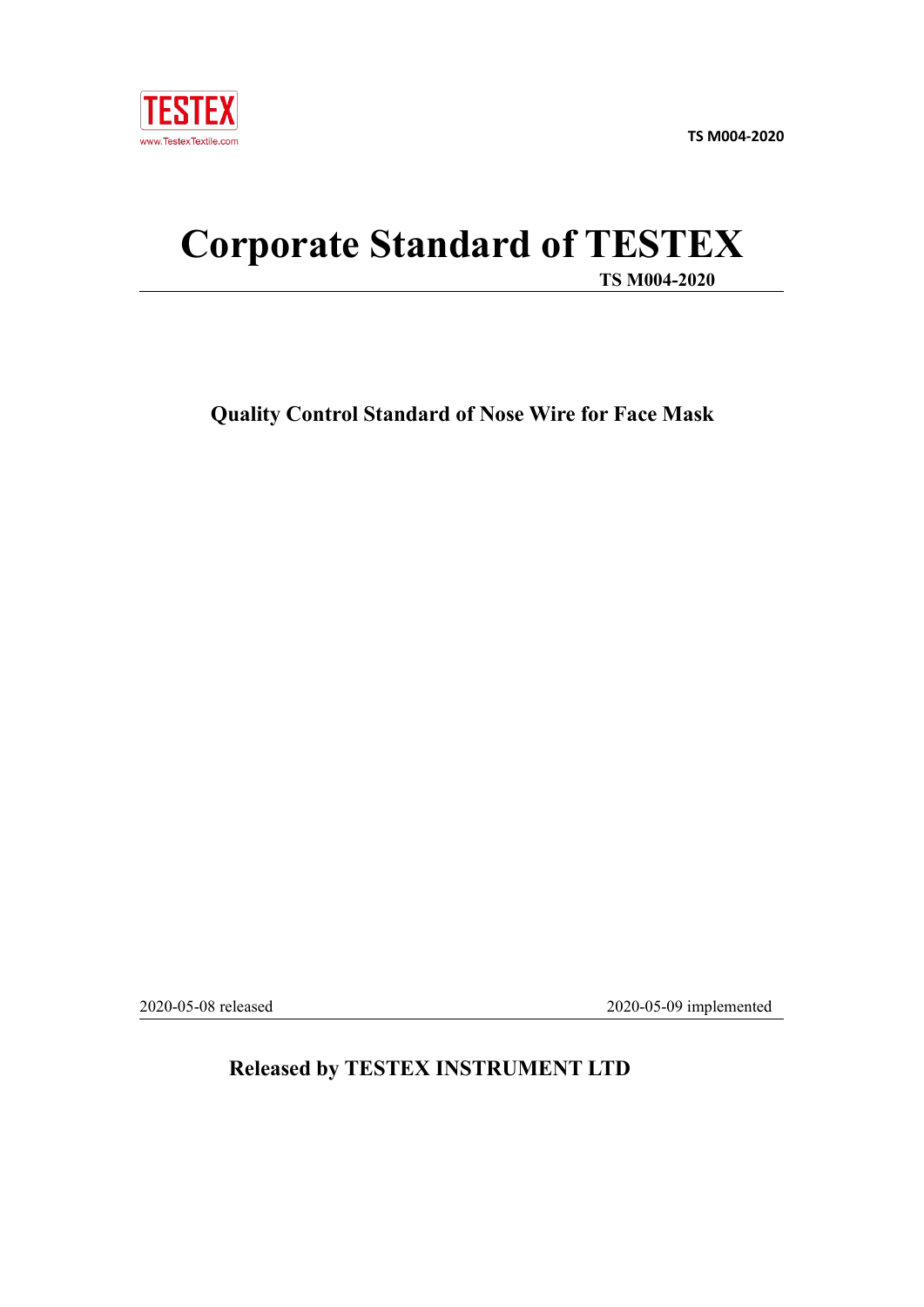TESTEX

www.TestexTextile.com

TS M004-2020

# Corporate Standard of TESTEX

**TS M004-2020**

## Quality Control Standard of Nose Wire for Face Mask

2020-05-08 released 2020-05-09 implemented

**Released by TESTEX INSTRUMENT LTD**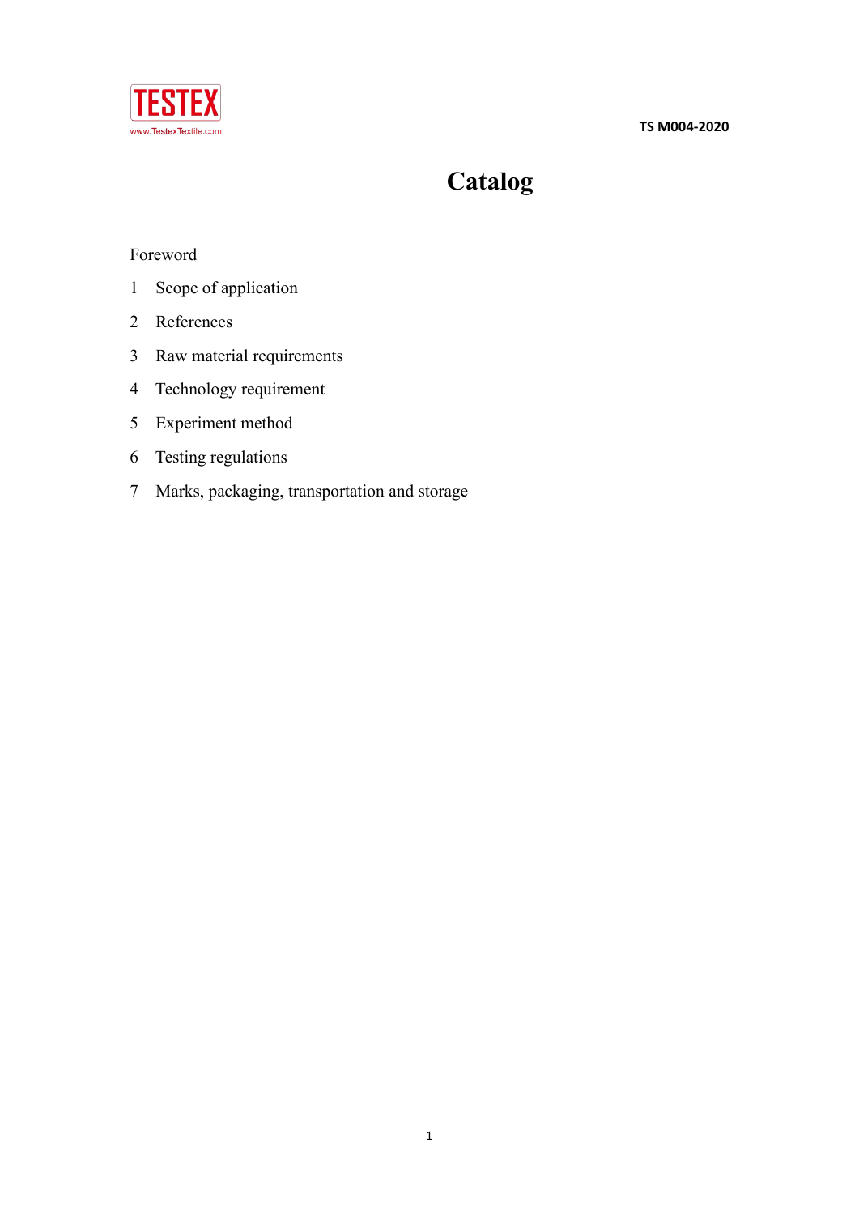# Catalog

Foreword

1 Scope of application

2 References

3 Raw material requirements

4 Technology requirement

5 Experiment method

6 Testing regulations

7 Marks, packaging, transportation and storage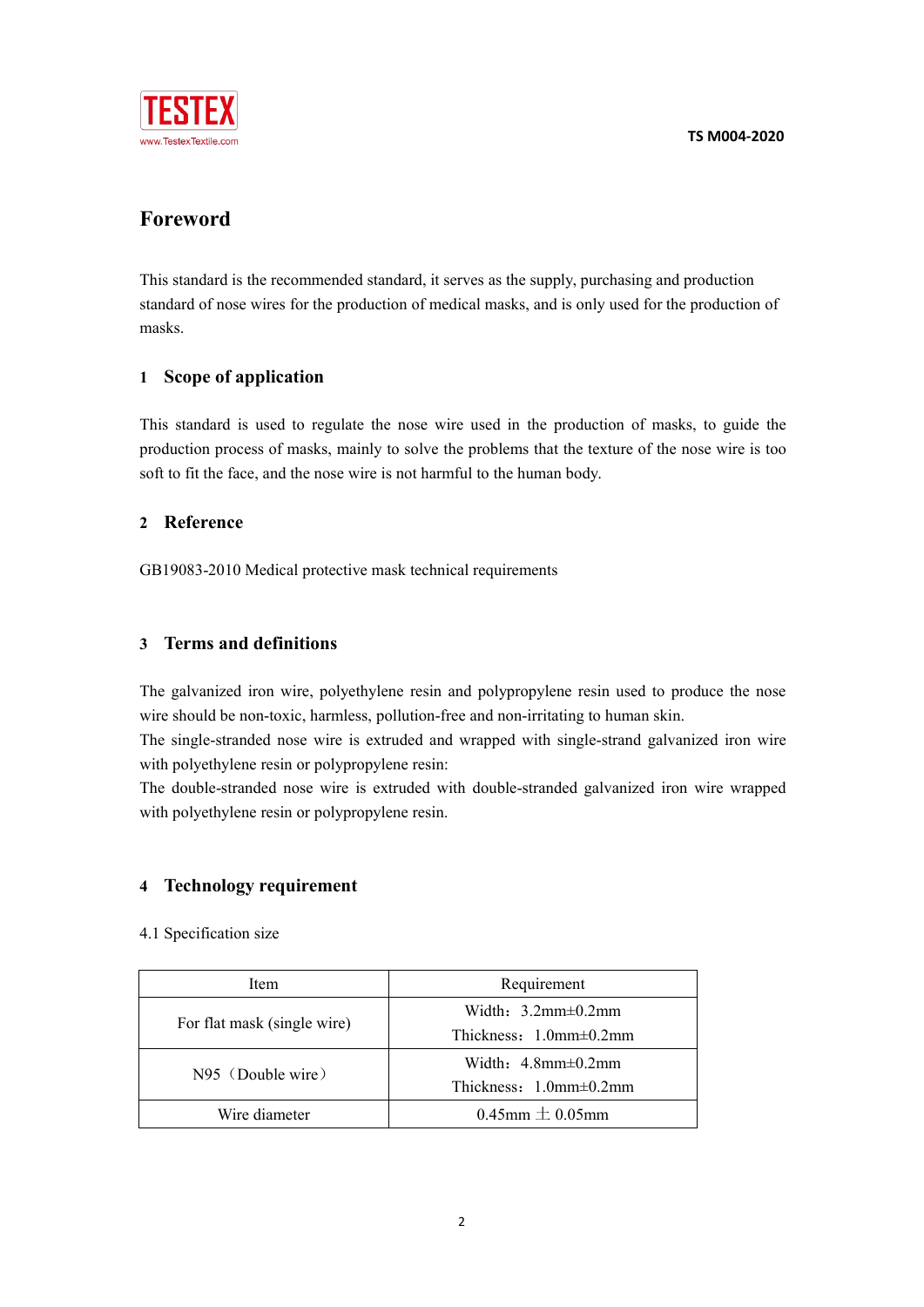# Foreword

This standard is the recommended standard, it serves as the supply, purchasing and production standard of nose wires for the production of medical masks, and is only used for the production of masks.

## 1 Scope of application

This standard is used to regulate the nose wire used in the production of masks, to guide the production process of masks, mainly to solve the problems that the texture of the nose wire is too soft to fit the face, and the nose wire is not harmful to the human body.

## 2 Reference

GB19083-2010 Medical protective mask technical requirements

## 3 Terms and definitions

The galvanized iron wire, polyethylene resin and polypropylene resin used to produce the nose wire should be non-toxic, harmless, pollution-free and non-irritating to human skin.

The single-stranded nose wire is extruded and wrapped with single-strand galvanized iron wire with polyethylene resin or polypropylene resin:

The double-stranded nose wire is extruded with double-stranded galvanized iron wire wrapped with polyethylene resin or polypropylene resin.

## 4 Technology requirement

4.1 Specification size

| Item | Requirement |
|---|---|
| For flat mask (single wire) | Width：3.2mm±0.2mm<br>Thickness：1.0mm±0.2mm |
| N95（Double wire） | Width：4.8mm±0.2mm<br>Thickness：1.0mm±0.2mm |
| Wire diameter | 0.45mm ± 0.05mm |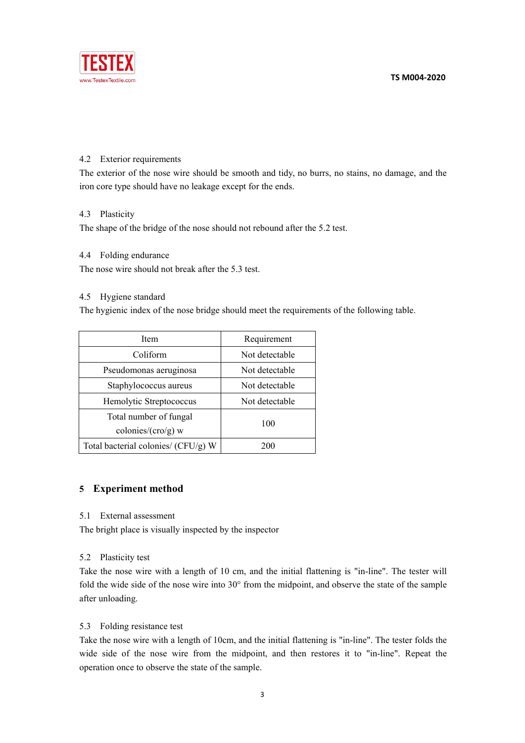4.2 Exterior requirements

The exterior of the nose wire should be smooth and tidy, no burrs, no stains, no damage, and the iron core type should have no leakage except for the ends.

4.3 Plasticity

The shape of the bridge of the nose should not rebound after the 5.2 test.

4.4 Folding endurance

The nose wire should not break after the 5.3 test.

4.5 Hygiene standard

The hygienic index of the nose bridge should meet the requirements of the following table.

| Item | Requirement |
|---|---|
| Coliform | Not detectable |
| Pseudomonas aeruginosa | Not detectable |
| Staphylococcus aureus | Not detectable |
| Hemolytic Streptococcus | Not detectable |
| Total number of fungal colonies/(cro/g) w | 100 |
| Total bacterial colonies/ (CFU/g) W | 200 |

## 5 Experiment method

5.1 External assessment

The bright place is visually inspected by the inspector

5.2 Plasticity test

Take the nose wire with a length of 10 cm, and the initial flattening is "in-line". The tester will fold the wide side of the nose wire into 30° from the midpoint, and observe the state of the sample after unloading.

5.3 Folding resistance test

Take the nose wire with a length of 10cm, and the initial flattening is "in-line". The tester folds the wide side of the nose wire from the midpoint, and then restores it to "in-line". Repeat the operation once to observe the state of the sample.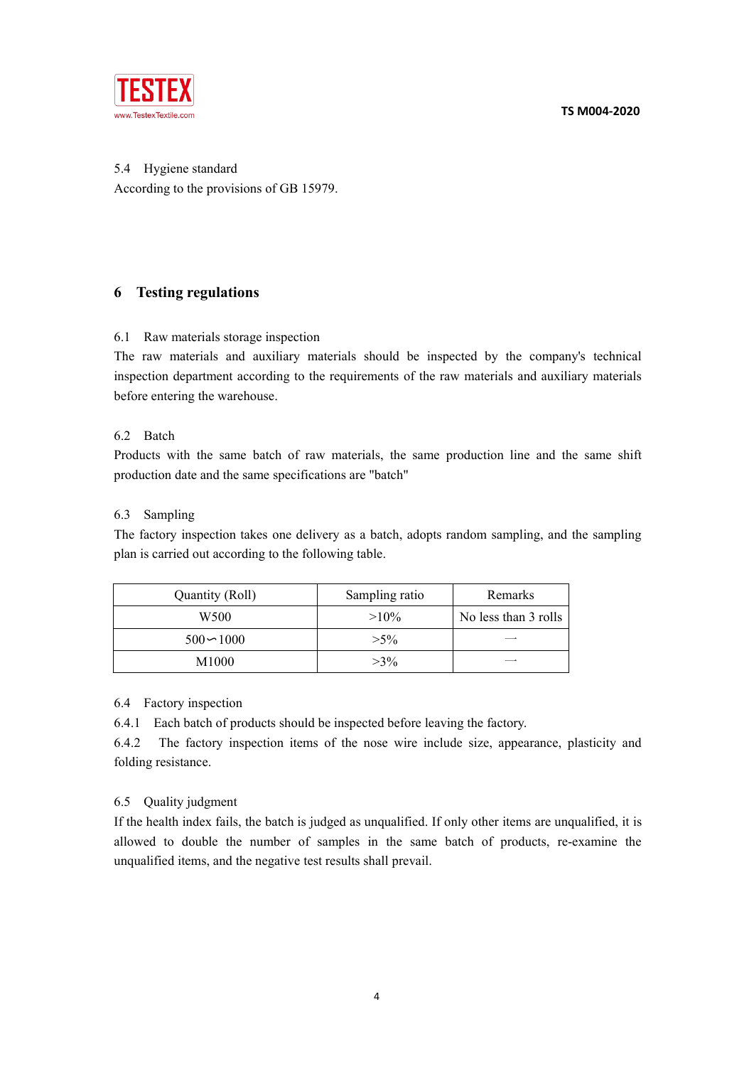5.4 Hygiene standard

According to the provisions of GB 15979.

## 6 Testing regulations

6.1 Raw materials storage inspection

The raw materials and auxiliary materials should be inspected by the company's technical inspection department according to the requirements of the raw materials and auxiliary materials before entering the warehouse.

6.2 Batch

Products with the same batch of raw materials, the same production line and the same shift production date and the same specifications are "batch"

6.3 Sampling

The factory inspection takes one delivery as a batch, adopts random sampling, and the sampling plan is carried out according to the following table.

| Quantity (Roll) | Sampling ratio | Remarks |
|---|---|---|
| W500 | >10% | No less than 3 rolls |
| 500∽1000 | >5% | — |
| M1000 | >3% | — |

6.4 Factory inspection

6.4.1 Each batch of products should be inspected before leaving the factory.

6.4.2 The factory inspection items of the nose wire include size, appearance, plasticity and folding resistance.

6.5 Quality judgment

If the health index fails, the batch is judged as unqualified. If only other items are unqualified, it is allowed to double the number of samples in the same batch of products, re-examine the unqualified items, and the negative test results shall prevail.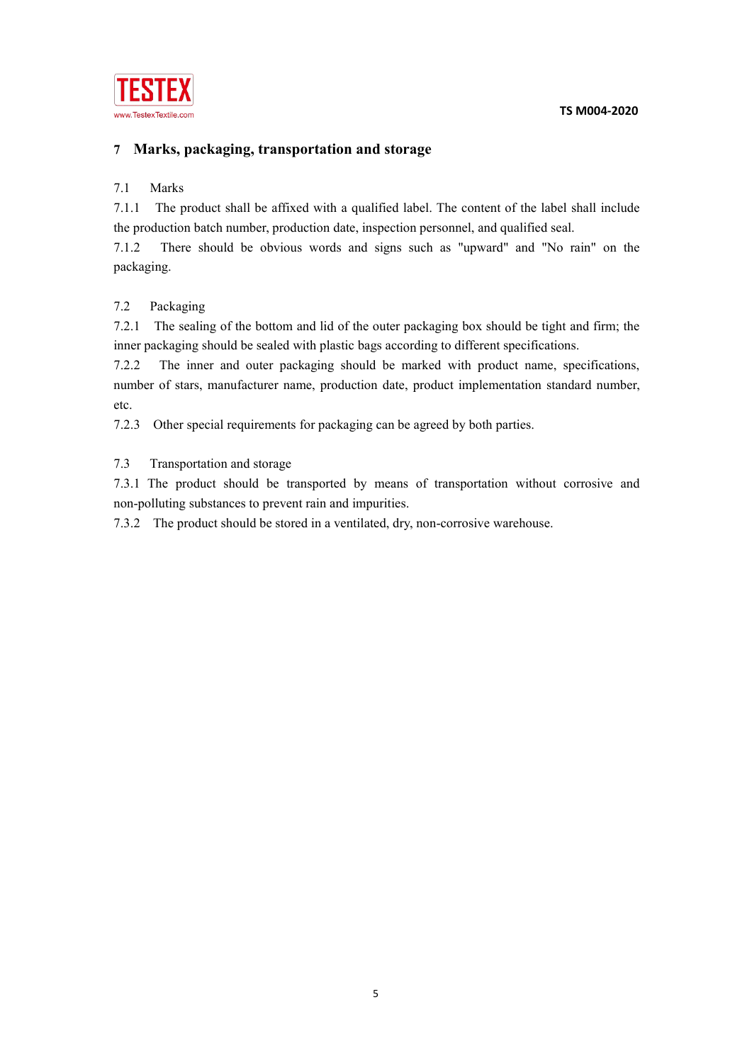## 7 Marks, packaging, transportation and storage

7.1 Marks

7.1.1 The product shall be affixed with a qualified label. The content of the label shall include the production batch number, production date, inspection personnel, and qualified seal.

7.1.2 There should be obvious words and signs such as "upward" and "No rain" on the packaging.

7.2 Packaging

7.2.1 The sealing of the bottom and lid of the outer packaging box should be tight and firm; the inner packaging should be sealed with plastic bags according to different specifications.

7.2.2 The inner and outer packaging should be marked with product name, specifications, number of stars, manufacturer name, production date, product implementation standard number, etc.

7.2.3 Other special requirements for packaging can be agreed by both parties.

7.3 Transportation and storage

7.3.1 The product should be transported by means of transportation without corrosive and non-polluting substances to prevent rain and impurities.

7.3.2 The product should be stored in a ventilated, dry, non-corrosive warehouse.